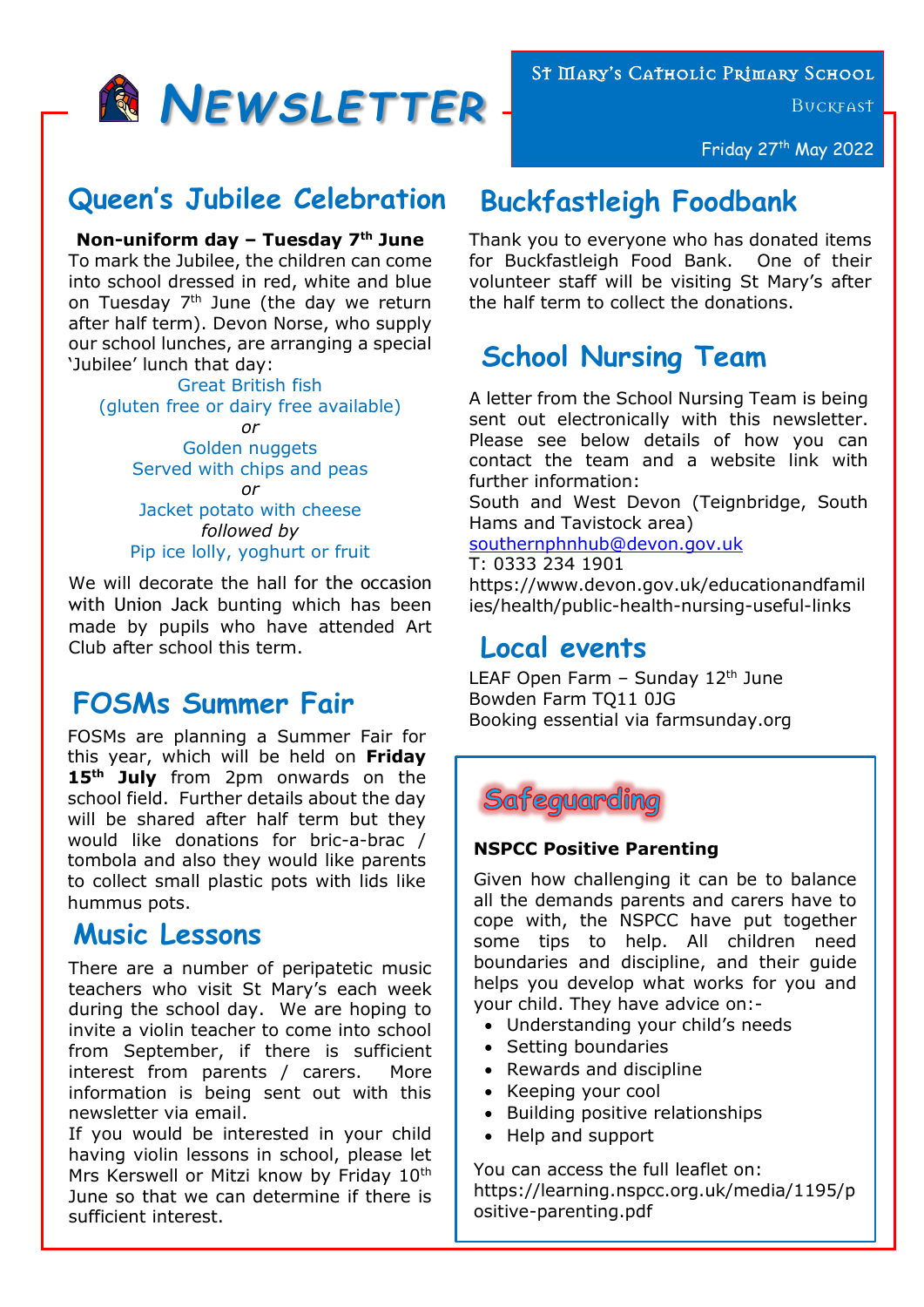# Newsletter

**St Mary's Catholic Primary School**

Buckfast

Friday 27th May 2022

## Queen's Jubilee Celebration

**Non-uniform day – Tuesday 7th June**

To mark the Jubilee, the children can come into school dressed in red, white and blue on Tuesday 7th June (the day we return after half term). Devon Norse, who supply our school lunches, are arranging a special 'Jubilee' lunch that day:

Great British fish
(gluten free or dairy free available)
*or*
Golden nuggets
Served with chips and peas
*or*
Jacket potato with cheese
*followed by*
Pip ice lolly, yoghurt or fruit

We will decorate the hall for the occasion with Union Jack bunting which has been made by pupils who have attended Art Club after school this term.

## FOSMs Summer Fair

FOSMs are planning a Summer Fair for this year, which will be held on **Friday 15th July** from 2pm onwards on the school field. Further details about the day will be shared after half term but they would like donations for bric-a-brac / tombola and also they would like parents to collect small plastic pots with lids like hummus pots.

## Music Lessons

There are a number of peripatetic music teachers who visit St Mary's each week during the school day. We are hoping to invite a violin teacher to come into school from September, if there is sufficient interest from parents / carers. More information is being sent out with this newsletter via email.

If you would be interested in your child having violin lessons in school, please let Mrs Kerswell or Mitzi know by Friday 10th June so that we can determine if there is sufficient interest.

## Buckfastleigh Foodbank

Thank you to everyone who has donated items for Buckfastleigh Food Bank. One of their volunteer staff will be visiting St Mary's after the half term to collect the donations.

## School Nursing Team

A letter from the School Nursing Team is being sent out electronically with this newsletter. Please see below details of how you can contact the team and a website link with further information:

South and West Devon (Teignbridge, South Hams and Tavistock area)
southernphnhub@devon.gov.uk
T: 0333 234 1901
https://www.devon.gov.uk/educationandfamilies/health/public-health-nursing-useful-links

## Local events

LEAF Open Farm – Sunday 12th June
Bowden Farm TQ11 0JG
Booking essential via farmsunday.org

## Safeguarding

**NSPCC Positive Parenting**

Given how challenging it can be to balance all the demands parents and carers have to cope with, the NSPCC have put together some tips to help. All children need boundaries and discipline, and their guide helps you develop what works for you and your child. They have advice on:-

- Understanding your child's needs
- Setting boundaries
- Rewards and discipline
- Keeping your cool
- Building positive relationships
- Help and support

You can access the full leaflet on:
https://learning.nspcc.org.uk/media/1195/positive-parenting.pdf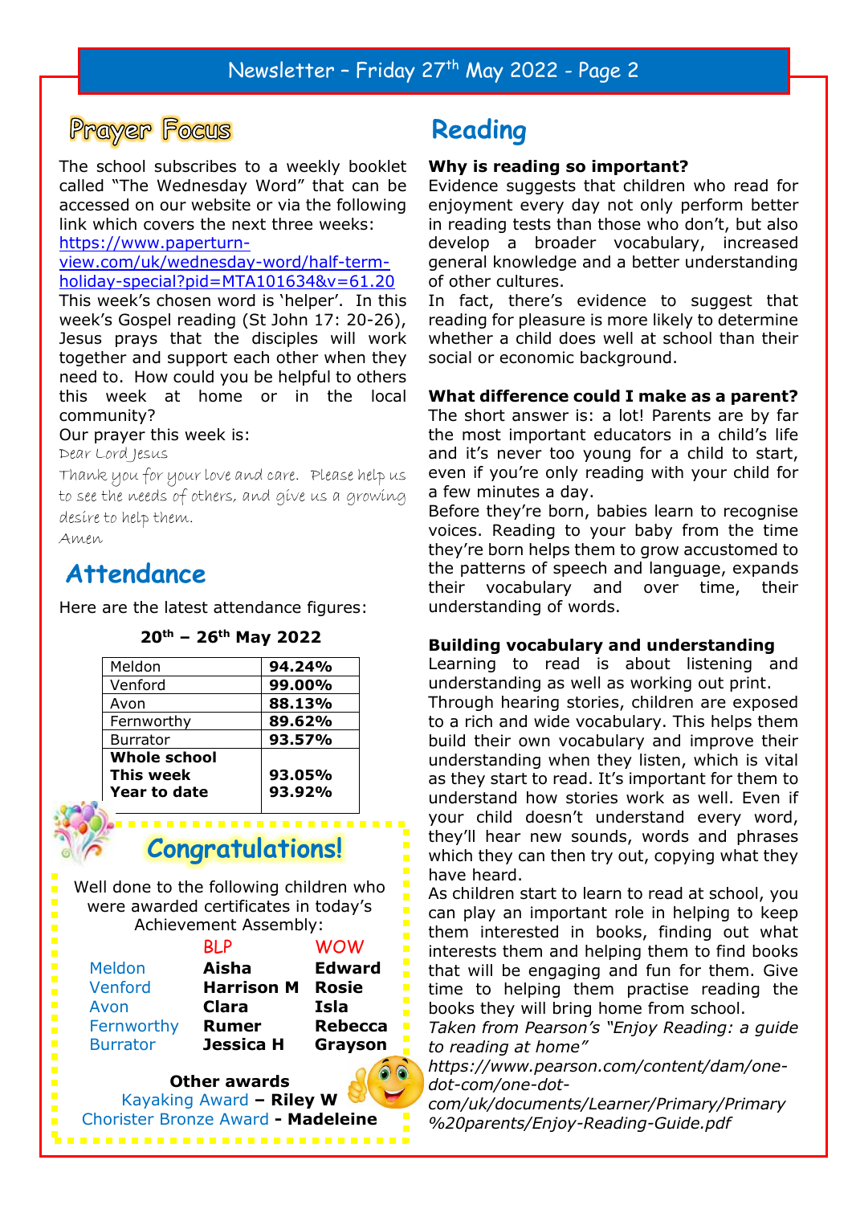## Prayer Focus

The school subscribes to a weekly booklet called "The Wednesday Word" that can be accessed on our website or via the following link which covers the next three weeks: https://www.paperturn-view.com/uk/wednesday-word/half-term-holiday-special?pid=MTA101634&v=61.20

This week's chosen word is 'helper'. In this week's Gospel reading (St John 17: 20-26), Jesus prays that the disciples will work together and support each other when they need to. How could you be helpful to others this week at home or in the local community?

Our prayer this week is:

*Dear Lord Jesus*

*Thank you for your love and care. Please help us to see the needs of others, and give us a growing desire to help them.*

*Amen*

## Attendance

Here are the latest attendance figures:

**20th – 26th May 2022**

| | |
|---|---|
| Meldon | **94.24%** |
| Venford | **99.00%** |
| Avon | **88.13%** |
| Fernworthy | **89.62%** |
| Burrator | **93.57%** |
| **Whole school** | |
| **This week** | **93.05%** |
| **Year to date** | **93.92%** |

## Congratulations!

Well done to the following children who were awarded certificates in today's Achievement Assembly:

| | BLP | WOW |
|---|---|---|
| Meldon | **Aisha** | **Edward** |
| Venford | **Harrison M** | **Rosie** |
| Avon | **Clara** | **Isla** |
| Fernworthy | **Rumer** | **Rebecca** |
| Burrator | **Jessica H** | **Grayson** |

**Other awards**

Kayaking Award **– Riley W**

Chorister Bronze Award **- Madeleine**

## Reading

**Why is reading so important?**

Evidence suggests that children who read for enjoyment every day not only perform better in reading tests than those who don't, but also develop a broader vocabulary, increased general knowledge and a better understanding of other cultures.

In fact, there's evidence to suggest that reading for pleasure is more likely to determine whether a child does well at school than their social or economic background.

**What difference could I make as a parent?**

The short answer is: a lot! Parents are by far the most important educators in a child's life and it's never too young for a child to start, even if you're only reading with your child for a few minutes a day.

Before they're born, babies learn to recognise voices. Reading to your baby from the time they're born helps them to grow accustomed to the patterns of speech and language, expands their vocabulary and over time, their understanding of words.

**Building vocabulary and understanding**

Learning to read is about listening and understanding as well as working out print.

Through hearing stories, children are exposed to a rich and wide vocabulary. This helps them build their own vocabulary and improve their understanding when they listen, which is vital as they start to read. It's important for them to understand how stories work as well. Even if your child doesn't understand every word, they'll hear new sounds, words and phrases which they can then try out, copying what they have heard.

As children start to learn to read at school, you can play an important role in helping to keep them interested in books, finding out what interests them and helping them to find books that will be engaging and fun for them. Give time to helping them practise reading the books they will bring home from school.

*Taken from Pearson's "Enjoy Reading: a guide to reading at home" https://www.pearson.com/content/dam/one-dot-com/one-dot-com/uk/documents/Learner/Primary/Primary%20parents/Enjoy-Reading-Guide.pdf*